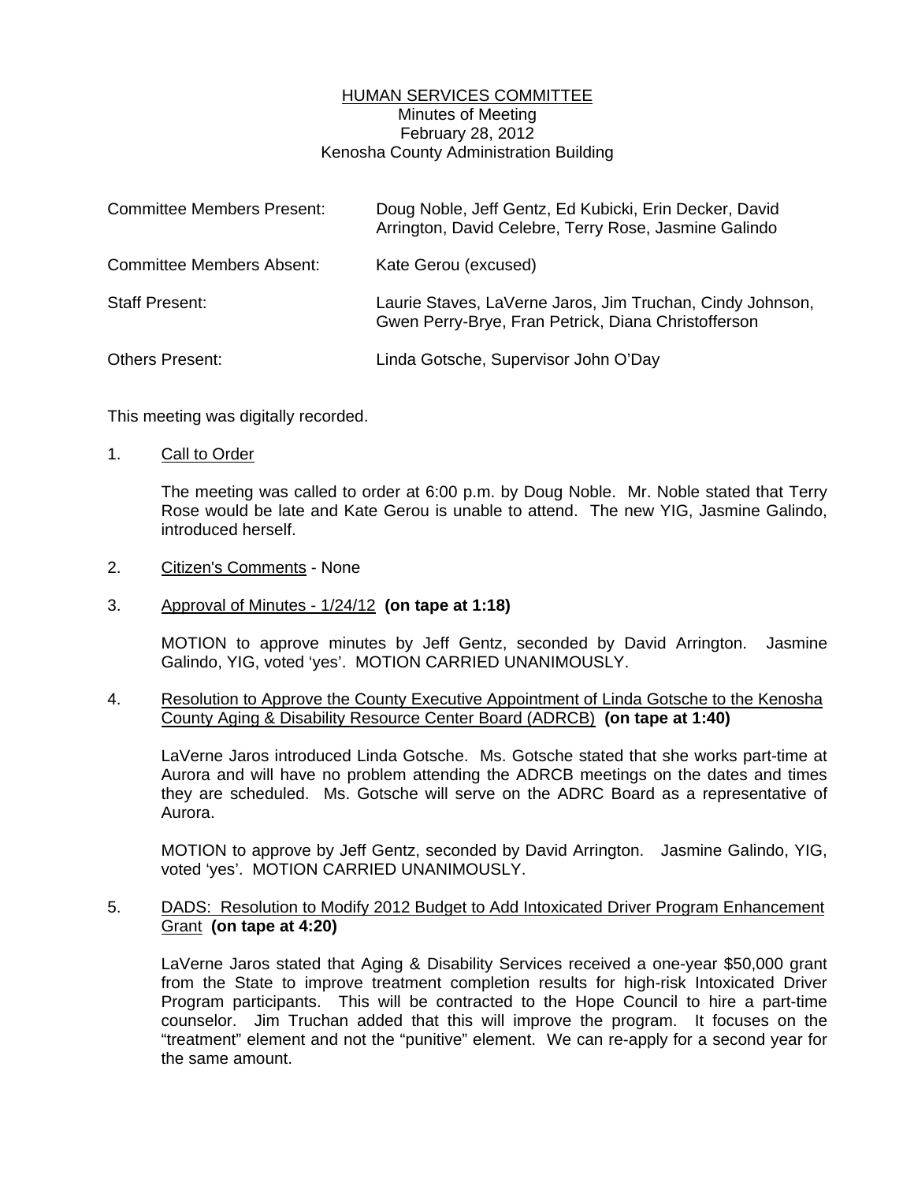# HUMAN SERVICES COMMITTEE

Minutes of Meeting
February 28, 2012
Kenosha County Administration Building

| | |
|---|---|
| Committee Members Present: | Doug Noble, Jeff Gentz, Ed Kubicki, Erin Decker, David Arrington, David Celebre, Terry Rose, Jasmine Galindo |
| Committee Members Absent: | Kate Gerou (excused) |
| Staff Present: | Laurie Staves, LaVerne Jaros, Jim Truchan, Cindy Johnson, Gwen Perry-Brye, Fran Petrick, Diana Christofferson |
| Others Present: | Linda Gotsche, Supervisor John O'Day |

This meeting was digitally recorded.

1. Call to Order

   The meeting was called to order at 6:00 p.m. by Doug Noble. Mr. Noble stated that Terry Rose would be late and Kate Gerou is unable to attend. The new YIG, Jasmine Galindo, introduced herself.

2. Citizen's Comments - None

3. Approval of Minutes - 1/24/12 **(on tape at 1:18)**

   MOTION to approve minutes by Jeff Gentz, seconded by David Arrington. Jasmine Galindo, YIG, voted 'yes'. MOTION CARRIED UNANIMOUSLY.

4. Resolution to Approve the County Executive Appointment of Linda Gotsche to the Kenosha County Aging & Disability Resource Center Board (ADRCB) **(on tape at 1:40)**

   LaVerne Jaros introduced Linda Gotsche. Ms. Gotsche stated that she works part-time at Aurora and will have no problem attending the ADRCB meetings on the dates and times they are scheduled. Ms. Gotsche will serve on the ADRC Board as a representative of Aurora.

   MOTION to approve by Jeff Gentz, seconded by David Arrington. Jasmine Galindo, YIG, voted 'yes'. MOTION CARRIED UNANIMOUSLY.

5. DADS: Resolution to Modify 2012 Budget to Add Intoxicated Driver Program Enhancement Grant **(on tape at 4:20)**

   LaVerne Jaros stated that Aging & Disability Services received a one-year $50,000 grant from the State to improve treatment completion results for high-risk Intoxicated Driver Program participants. This will be contracted to the Hope Council to hire a part-time counselor. Jim Truchan added that this will improve the program. It focuses on the "treatment" element and not the "punitive" element. We can re-apply for a second year for the same amount.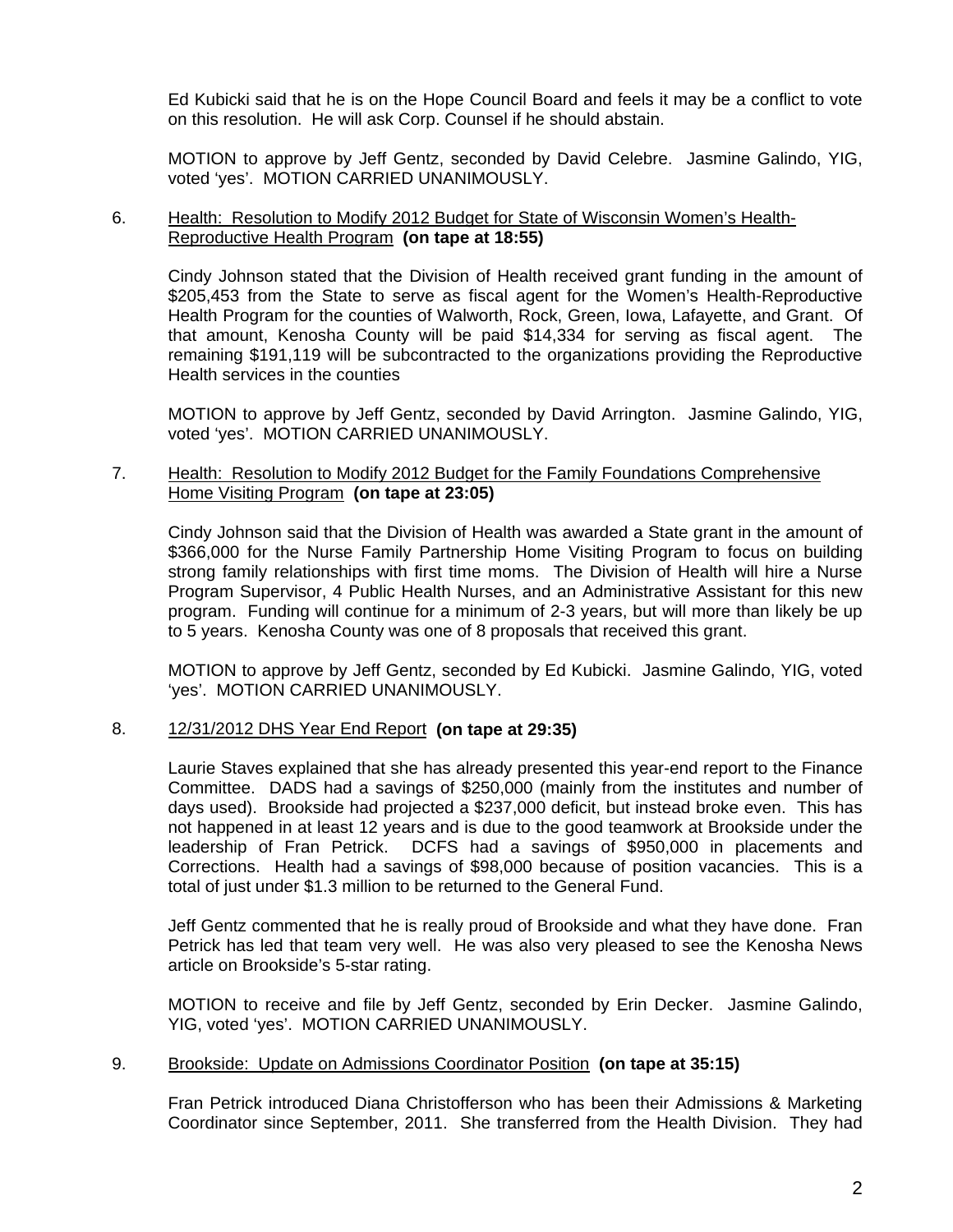Ed Kubicki said that he is on the Hope Council Board and feels it may be a conflict to vote on this resolution. He will ask Corp. Counsel if he should abstain.

MOTION to approve by Jeff Gentz, seconded by David Celebre. Jasmine Galindo, YIG, voted 'yes'. MOTION CARRIED UNANIMOUSLY.

6. Health: Resolution to Modify 2012 Budget for State of Wisconsin Women's Health-Reproductive Health Program **(on tape at 18:55)**

   Cindy Johnson stated that the Division of Health received grant funding in the amount of \$205,453 from the State to serve as fiscal agent for the Women's Health-Reproductive Health Program for the counties of Walworth, Rock, Green, Iowa, Lafayette, and Grant. Of that amount, Kenosha County will be paid \$14,334 for serving as fiscal agent. The remaining \$191,119 will be subcontracted to the organizations providing the Reproductive Health services in the counties

   MOTION to approve by Jeff Gentz, seconded by David Arrington. Jasmine Galindo, YIG, voted 'yes'. MOTION CARRIED UNANIMOUSLY.

7. Health: Resolution to Modify 2012 Budget for the Family Foundations Comprehensive Home Visiting Program **(on tape at 23:05)**

   Cindy Johnson said that the Division of Health was awarded a State grant in the amount of \$366,000 for the Nurse Family Partnership Home Visiting Program to focus on building strong family relationships with first time moms. The Division of Health will hire a Nurse Program Supervisor, 4 Public Health Nurses, and an Administrative Assistant for this new program. Funding will continue for a minimum of 2-3 years, but will more than likely be up to 5 years. Kenosha County was one of 8 proposals that received this grant.

   MOTION to approve by Jeff Gentz, seconded by Ed Kubicki. Jasmine Galindo, YIG, voted 'yes'. MOTION CARRIED UNANIMOUSLY.

8. 12/31/2012 DHS Year End Report **(on tape at 29:35)**

   Laurie Staves explained that she has already presented this year-end report to the Finance Committee. DADS had a savings of \$250,000 (mainly from the institutes and number of days used). Brookside had projected a \$237,000 deficit, but instead broke even. This has not happened in at least 12 years and is due to the good teamwork at Brookside under the leadership of Fran Petrick. DCFS had a savings of \$950,000 in placements and Corrections. Health had a savings of \$98,000 because of position vacancies. This is a total of just under \$1.3 million to be returned to the General Fund.

   Jeff Gentz commented that he is really proud of Brookside and what they have done. Fran Petrick has led that team very well. He was also very pleased to see the Kenosha News article on Brookside's 5-star rating.

   MOTION to receive and file by Jeff Gentz, seconded by Erin Decker. Jasmine Galindo, YIG, voted 'yes'. MOTION CARRIED UNANIMOUSLY.

9. Brookside: Update on Admissions Coordinator Position **(on tape at 35:15)**

   Fran Petrick introduced Diana Christofferson who has been their Admissions & Marketing Coordinator since September, 2011. She transferred from the Health Division. They had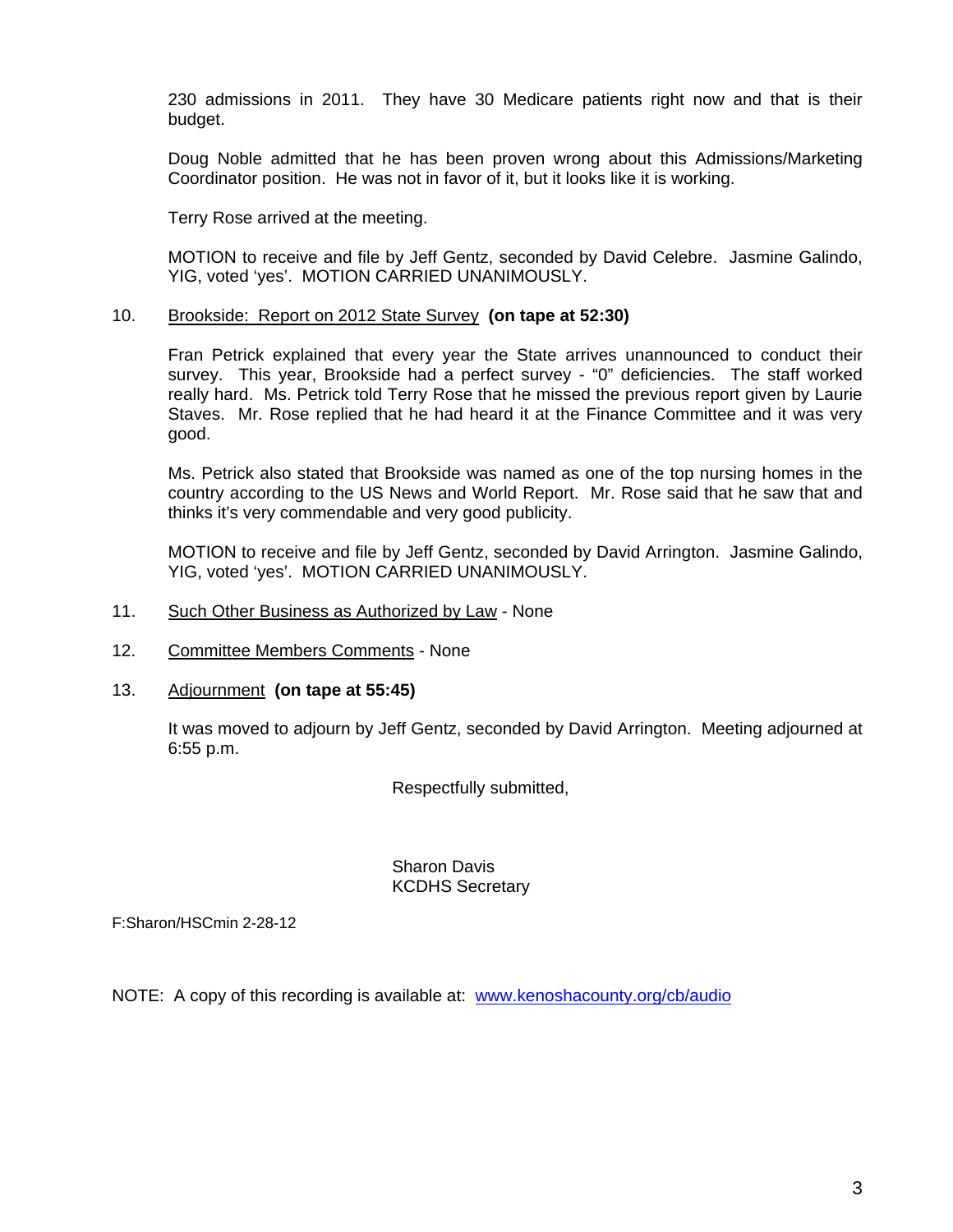230 admissions in 2011. They have 30 Medicare patients right now and that is their budget.

Doug Noble admitted that he has been proven wrong about this Admissions/Marketing Coordinator position. He was not in favor of it, but it looks like it is working.

Terry Rose arrived at the meeting.

MOTION to receive and file by Jeff Gentz, seconded by David Celebre. Jasmine Galindo, YIG, voted 'yes'. MOTION CARRIED UNANIMOUSLY.

10. Brookside: Report on 2012 State Survey **(on tape at 52:30)**

Fran Petrick explained that every year the State arrives unannounced to conduct their survey. This year, Brookside had a perfect survey - "0" deficiencies. The staff worked really hard. Ms. Petrick told Terry Rose that he missed the previous report given by Laurie Staves. Mr. Rose replied that he had heard it at the Finance Committee and it was very good.

Ms. Petrick also stated that Brookside was named as one of the top nursing homes in the country according to the US News and World Report. Mr. Rose said that he saw that and thinks it's very commendable and very good publicity.

MOTION to receive and file by Jeff Gentz, seconded by David Arrington. Jasmine Galindo, YIG, voted 'yes'. MOTION CARRIED UNANIMOUSLY.

11. Such Other Business as Authorized by Law - None

12. Committee Members Comments - None

13. Adjournment **(on tape at 55:45)**

It was moved to adjourn by Jeff Gentz, seconded by David Arrington. Meeting adjourned at 6:55 p.m.

Respectfully submitted,

Sharon Davis
KCDHS Secretary

F:Sharon/HSCmin 2-28-12

NOTE: A copy of this recording is available at: www.kenoshacounty.org/cb/audio